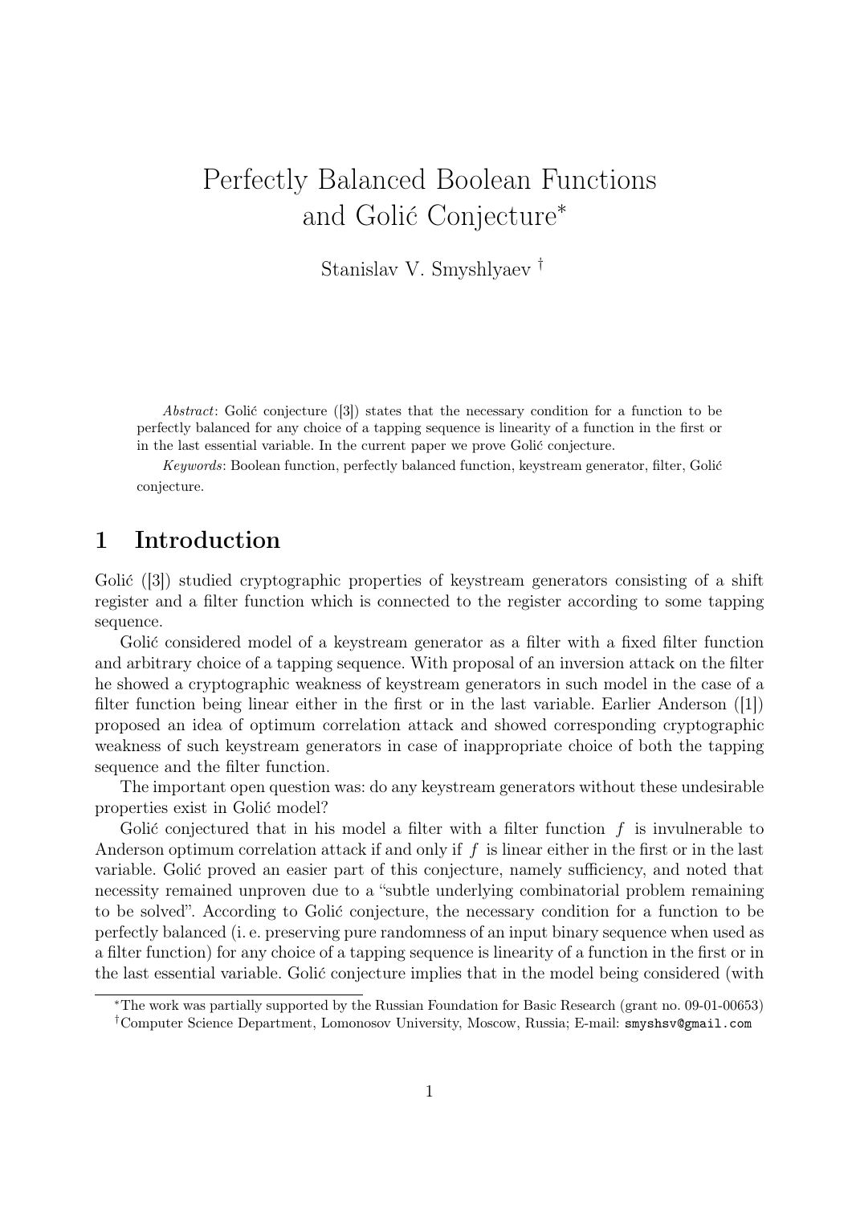# Perfectly Balanced Boolean Functions and Golić Conjecture*

Stanislav V. Smyshlyaev †

*Abstract*: Golić conjecture ([3]) states that the necessary condition for a function to be perfectly balanced for any choice of a tapping sequence is linearity of a function in the first or in the last essential variable. In the current paper we prove Golić conjecture.

*Keywords*: Boolean function, perfectly balanced function, keystream generator, filter, Golić conjecture.

## 1 Introduction

Golić ([3]) studied cryptographic properties of keystream generators consisting of a shift register and a filter function which is connected to the register according to some tapping sequence.

Golić considered model of a keystream generator as a filter with a fixed filter function and arbitrary choice of a tapping sequence. With proposal of an inversion attack on the filter he showed a cryptographic weakness of keystream generators in such model in the case of a filter function being linear either in the first or in the last variable. Earlier Anderson ([1]) proposed an idea of optimum correlation attack and showed corresponding cryptographic weakness of such keystream generators in case of inappropriate choice of both the tapping sequence and the filter function.

The important open question was: do any keystream generators without these undesirable properties exist in Golić model?

Golić conjectured that in his model a filter with a filter function $f$ is invulnerable to Anderson optimum correlation attack if and only if $f$ is linear either in the first or in the last variable. Golić proved an easier part of this conjecture, namely sufficiency, and noted that necessity remained unproven due to a "subtle underlying combinatorial problem remaining to be solved". According to Golić conjecture, the necessary condition for a function to be perfectly balanced (i. e. preserving pure randomness of an input binary sequence when used as a filter function) for any choice of a tapping sequence is linearity of a function in the first or in the last essential variable. Golić conjecture implies that in the model being considered (with

*The work was partially supported by the Russian Foundation for Basic Research (grant no. 09-01-00653)

†Computer Science Department, Lomonosov University, Moscow, Russia; E-mail: smyshsv@gmail.com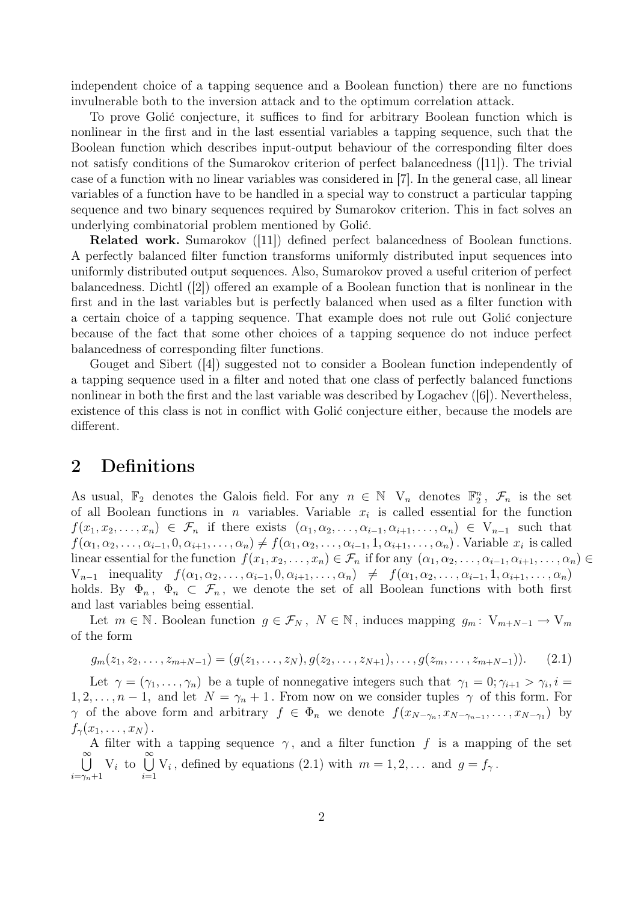independent choice of a tapping sequence and a Boolean function) there are no functions invulnerable both to the inversion attack and to the optimum correlation attack.

To prove Golić conjecture, it suffices to find for arbitrary Boolean function which is nonlinear in the first and in the last essential variables a tapping sequence, such that the Boolean function which describes input-output behaviour of the corresponding filter does not satisfy conditions of the Sumarokov criterion of perfect balancedness ([11]). The trivial case of a function with no linear variables was considered in [7]. In the general case, all linear variables of a function have to be handled in a special way to construct a particular tapping sequence and two binary sequences required by Sumarokov criterion. This in fact solves an underlying combinatorial problem mentioned by Golić.

**Related work.** Sumarokov ([11]) defined perfect balancedness of Boolean functions. A perfectly balanced filter function transforms uniformly distributed input sequences into uniformly distributed output sequences. Also, Sumarokov proved a useful criterion of perfect balancedness. Dichtl ([2]) offered an example of a Boolean function that is nonlinear in the first and in the last variables but is perfectly balanced when used as a filter function with a certain choice of a tapping sequence. That example does not rule out Golić conjecture because of the fact that some other choices of a tapping sequence do not induce perfect balancedness of corresponding filter functions.

Gouget and Sibert ([4]) suggested not to consider a Boolean function independently of a tapping sequence used in a filter and noted that one class of perfectly balanced functions nonlinear in both the first and the last variable was described by Logachev ([6]). Nevertheless, existence of this class is not in conflict with Golić conjecture either, because the models are different.

## 2 Definitions

As usual, $\mathbb{F}_2$ denotes the Galois field. For any $n \in \mathbb{N}$ $\mathrm{V}_n$ denotes $\mathbb{F}_2^n$, $\mathcal{F}_n$ is the set of all Boolean functions in $n$ variables. Variable $x_i$ is called essential for the function $f(x_1, x_2, \ldots, x_n) \in \mathcal{F}_n$ if there exists $(\alpha_1, \alpha_2, \ldots, \alpha_{i-1}, \alpha_{i+1}, \ldots, \alpha_n) \in \mathrm{V}_{n-1}$ such that $f(\alpha_1, \alpha_2, \ldots, \alpha_{i-1}, 0, \alpha_{i+1}, \ldots, \alpha_n) \neq f(\alpha_1, \alpha_2, \ldots, \alpha_{i-1}, 1, \alpha_{i+1}, \ldots, \alpha_n)$. Variable $x_i$ is called linear essential for the function $f(x_1, x_2, \ldots, x_n) \in \mathcal{F}_n$ if for any $(\alpha_1, \alpha_2, \ldots, \alpha_{i-1}, \alpha_{i+1}, \ldots, \alpha_n) \in \mathrm{V}_{n-1}$ inequality $f(\alpha_1, \alpha_2, \ldots, \alpha_{i-1}, 0, \alpha_{i+1}, \ldots, \alpha_n) \neq f(\alpha_1, \alpha_2, \ldots, \alpha_{i-1}, 1, \alpha_{i+1}, \ldots, \alpha_n)$ holds. By $\Phi_n$, $\Phi_n \subset \mathcal{F}_n$, we denote the set of all Boolean functions with both first and last variables being essential.

Let $m \in \mathbb{N}$. Boolean function $g \in \mathcal{F}_N$, $N \in \mathbb{N}$, induces mapping $g_m \colon \mathrm{V}_{m+N-1} \to \mathrm{V}_m$ of the form

$$g_m(z_1, z_2, \ldots, z_{m+N-1}) = (g(z_1, \ldots, z_N), g(z_2, \ldots, z_{N+1}), \ldots, g(z_m, \ldots, z_{m+N-1})). \tag{2.1}$$

Let $\gamma = (\gamma_1, \ldots, \gamma_n)$ be a tuple of nonnegative integers such that $\gamma_1 = 0; \gamma_{i+1} > \gamma_i, i = 1, 2, \ldots, n-1$, and let $N = \gamma_n + 1$. From now on we consider tuples $\gamma$ of this form. For $\gamma$ of the above form and arbitrary $f \in \Phi_n$ we denote $f(x_{N-\gamma_n}, x_{N-\gamma_{n-1}}, \ldots, x_{N-\gamma_1})$ by $f_\gamma(x_1, \ldots, x_N)$.

A filter with a tapping sequence $\gamma$, and a filter function $f$ is a mapping of the set $\bigcup\limits_{i=\gamma_n+1}^{\infty} \mathrm{V}_i$ to $\bigcup\limits_{i=1}^{\infty} \mathrm{V}_i$, defined by equations (2.1) with $m = 1, 2, \ldots$ and $g = f_\gamma$.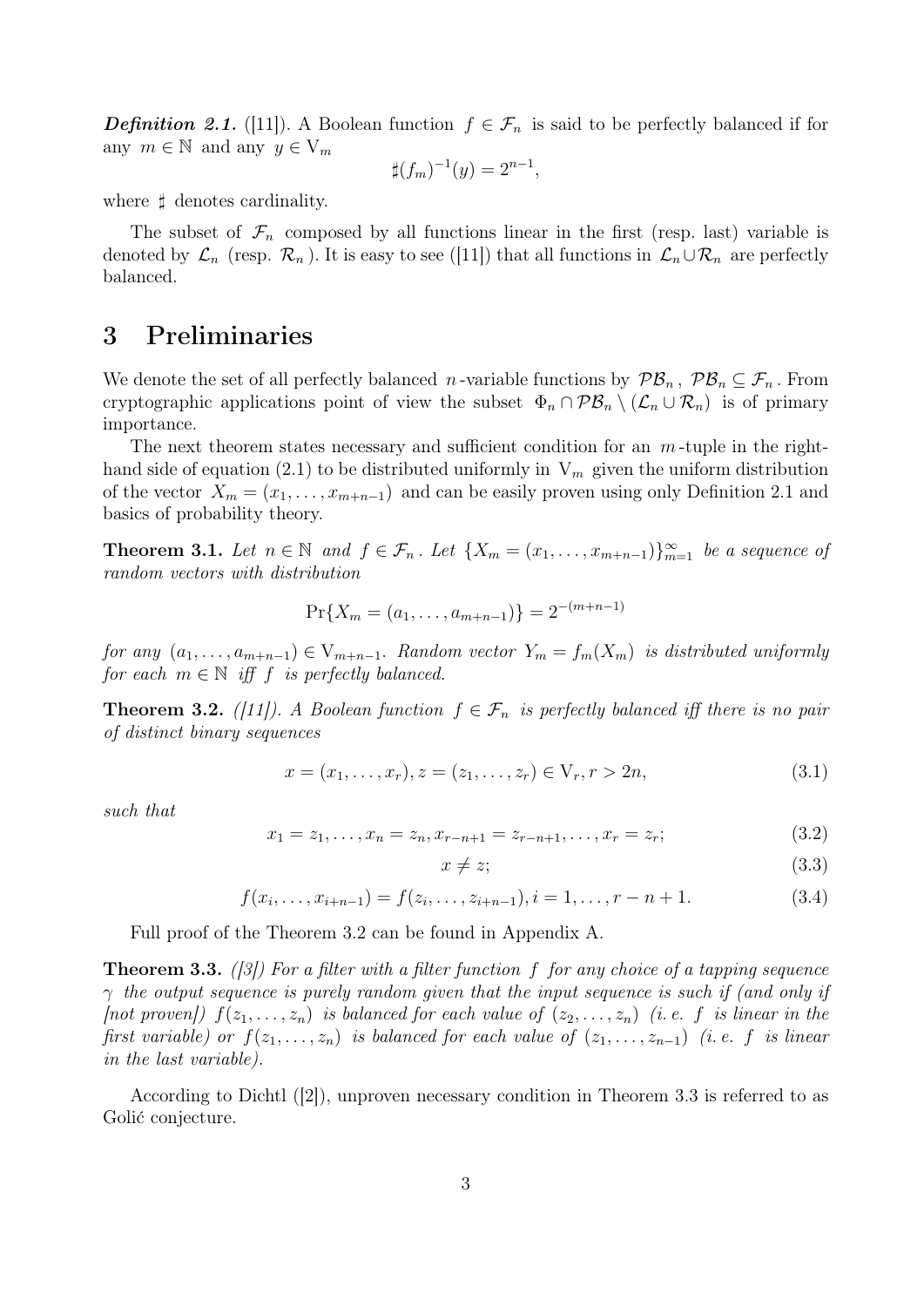***Definition 2.1.*** ([11]). A Boolean function $f \in \mathcal{F}_n$ is said to be perfectly balanced if for any $m \in \mathbb{N}$ and any $y \in \mathrm{V}_m$

$$\sharp(f_m)^{-1}(y) = 2^{n-1},$$

where $\sharp$ denotes cardinality.

The subset of $\mathcal{F}_n$ composed by all functions linear in the first (resp. last) variable is denoted by $\mathcal{L}_n$ (resp. $\mathcal{R}_n$). It is easy to see ([11]) that all functions in $\mathcal{L}_n \cup \mathcal{R}_n$ are perfectly balanced.

# 3 Preliminaries

We denote the set of all perfectly balanced $n$-variable functions by $\mathcal{PB}_n$, $\mathcal{PB}_n \subseteq \mathcal{F}_n$. From cryptographic applications point of view the subset $\Phi_n \cap \mathcal{PB}_n \setminus (\mathcal{L}_n \cup \mathcal{R}_n)$ is of primary importance.

The next theorem states necessary and sufficient condition for an $m$-tuple in the right-hand side of equation (2.1) to be distributed uniformly in $\mathrm{V}_m$ given the uniform distribution of the vector $X_m = (x_1, \ldots, x_{m+n-1})$ and can be easily proven using only Definition 2.1 and basics of probability theory.

**Theorem 3.1.** *Let $n \in \mathbb{N}$ and $f \in \mathcal{F}_n$. Let $\{X_m = (x_1, \ldots, x_{m+n-1})\}_{m=1}^{\infty}$ be a sequence of random vectors with distribution*

$$\Pr\{X_m = (a_1, \ldots, a_{m+n-1})\} = 2^{-(m+n-1)}$$

*for any $(a_1, \ldots, a_{m+n-1}) \in \mathrm{V}_{m+n-1}$. Random vector $Y_m = f_m(X_m)$ is distributed uniformly for each $m \in \mathbb{N}$ iff $f$ is perfectly balanced.*

**Theorem 3.2.** *([11]). A Boolean function $f \in \mathcal{F}_n$ is perfectly balanced iff there is no pair of distinct binary sequences*

$$x = (x_1, \ldots, x_r), z = (z_1, \ldots, z_r) \in \mathrm{V}_r, r > 2n, \tag{3.1}$$

*such that*

$$x_1 = z_1, \ldots, x_n = z_n, x_{r-n+1} = z_{r-n+1}, \ldots, x_r = z_r; \tag{3.2}$$

$$x \neq z; \tag{3.3}$$

$$f(x_i, \ldots, x_{i+n-1}) = f(z_i, \ldots, z_{i+n-1}), i = 1, \ldots, r-n+1. \tag{3.4}$$

Full proof of the Theorem 3.2 can be found in Appendix A.

**Theorem 3.3.** *([3]) For a filter with a filter function $f$ for any choice of a tapping sequence $\gamma$ the output sequence is purely random given that the input sequence is such if (and only if [not proven]) $f(z_1, \ldots, z_n)$ is balanced for each value of $(z_2, \ldots, z_n)$ (i. e. $f$ is linear in the first variable) or $f(z_1, \ldots, z_n)$ is balanced for each value of $(z_1, \ldots, z_{n-1})$ (i. e. $f$ is linear in the last variable).*

According to Dichtl ([2]), unproven necessary condition in Theorem 3.3 is referred to as Golić conjecture.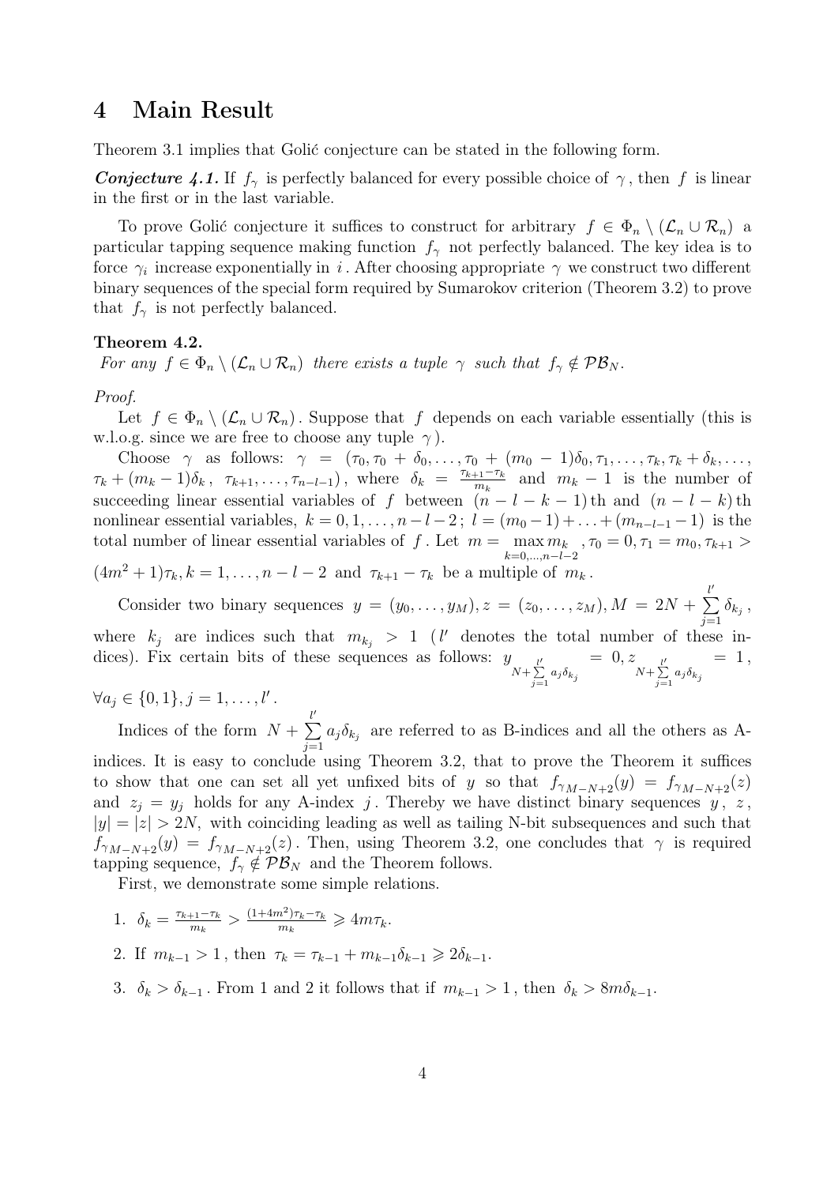# 4 Main Result

Theorem 3.1 implies that Golić conjecture can be stated in the following form.

***Conjecture 4.1.*** If $f_\gamma$ is perfectly balanced for every possible choice of $\gamma$, then $f$ is linear in the first or in the last variable.

To prove Golić conjecture it suffices to construct for arbitrary $f \in \Phi_n \setminus (\mathcal{L}_n \cup \mathcal{R}_n)$ a particular tapping sequence making function $f_\gamma$ not perfectly balanced. The key idea is to force $\gamma_i$ increase exponentially in $i$. After choosing appropriate $\gamma$ we construct two different binary sequences of the special form required by Sumarokov criterion (Theorem 3.2) to prove that $f_\gamma$ is not perfectly balanced.

**Theorem 4.2.**
*For any $f \in \Phi_n \setminus (\mathcal{L}_n \cup \mathcal{R}_n)$ there exists a tuple $\gamma$ such that $f_\gamma \notin \mathcal{PB}_N$.*

*Proof.*
Let $f \in \Phi_n \setminus (\mathcal{L}_n \cup \mathcal{R}_n)$. Suppose that $f$ depends on each variable essentially (this is w.l.o.g. since we are free to choose any tuple $\gamma$).

Choose $\gamma$ as follows: $\gamma = (\tau_0, \tau_0 + \delta_0, \ldots, \tau_0 + (m_0 - 1)\delta_0, \tau_1, \ldots, \tau_k, \tau_k + \delta_k, \ldots, \tau_k + (m_k - 1)\delta_k,\ \tau_{k+1}, \ldots, \tau_{n-l-1})$, where $\delta_k = \frac{\tau_{k+1} - \tau_k}{m_k}$ and $m_k - 1$ is the number of succeeding linear essential variables of $f$ between $(n-l-k-1)$th and $(n-l-k)$th nonlinear essential variables, $k = 0, 1, \ldots, n-l-2$; $l = (m_0 - 1) + \ldots + (m_{n-l-1} - 1)$ is the total number of linear essential variables of $f$. Let $m = \max\limits_{k=0,\ldots,n-l-2} m_k$, $\tau_0 = 0, \tau_1 = m_0, \tau_{k+1} > (4m^2+1)\tau_k, k = 1, \ldots, n-l-2$ and $\tau_{k+1} - \tau_k$ be a multiple of $m_k$.

Consider two binary sequences $y = (y_0, \ldots, y_M), z = (z_0, \ldots, z_M), M = 2N + \sum_{j=1}^{l'} \delta_{k_j}$, where $k_j$ are indices such that $m_{k_j} > 1$ ($l'$ denotes the total number of these indices). Fix certain bits of these sequences as follows: $y_{N + \sum_{j=1}^{l'} a_j \delta_{k_j}} = 0, z_{N + \sum_{j=1}^{l'} a_j \delta_{k_j}} = 1$, $\forall a_j \in \{0,1\}, j = 1, \ldots, l'$.

Indices of the form $N + \sum_{j=1}^{l'} a_j \delta_{k_j}$ are referred to as B-indices and all the others as A-indices. It is easy to conclude using Theorem 3.2, that to prove the Theorem it suffices to show that one can set all yet unfixed bits of $y$ so that $f_{\gamma_{M-N+2}}(y) = f_{\gamma_{M-N+2}}(z)$ and $z_j = y_j$ holds for any A-index $j$. Thereby we have distinct binary sequences $y$, $z$, $|y| = |z| > 2N$, with coinciding leading as well as tailing N-bit subsequences and such that $f_{\gamma_{M-N+2}}(y) = f_{\gamma_{M-N+2}}(z)$. Then, using Theorem 3.2, one concludes that $\gamma$ is required tapping sequence, $f_\gamma \notin \mathcal{PB}_N$ and the Theorem follows.

First, we demonstrate some simple relations.

1. $\delta_k = \frac{\tau_{k+1} - \tau_k}{m_k} > \frac{(1+4m^2)\tau_k - \tau_k}{m_k} \geqslant 4m\tau_k$.
2. If $m_{k-1} > 1$, then $\tau_k = \tau_{k-1} + m_{k-1}\delta_{k-1} \geqslant 2\delta_{k-1}$.
3. $\delta_k > \delta_{k-1}$. From 1 and 2 it follows that if $m_{k-1} > 1$, then $\delta_k > 8m\delta_{k-1}$.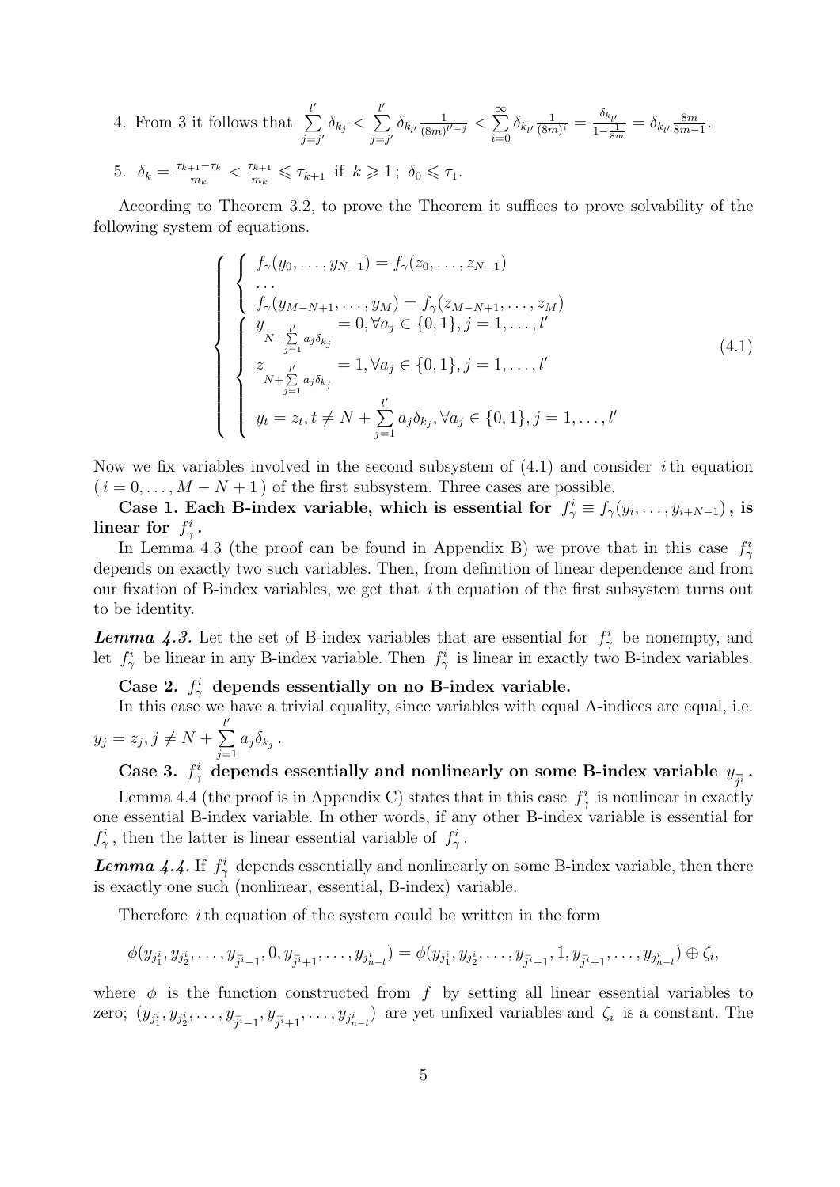4. From 3 it follows that $\sum\limits_{j=j'}^{l'} \delta_{k_j} < \sum\limits_{j=j'}^{l'} \delta_{k_{l'}} \frac{1}{(8m)^{l'-j}} < \sum\limits_{i=0}^{\infty} \delta_{k_{l'}} \frac{1}{(8m)^i} = \frac{\delta_{k_{l'}}}{1-\frac{1}{8m}} = \delta_{k_{l'}} \frac{8m}{8m-1}$.

5. $\delta_k = \frac{\tau_{k+1}-\tau_k}{m_k} < \frac{\tau_{k+1}}{m_k} \leqslant \tau_{k+1}$ if $k \geqslant 1$; $\delta_0 \leqslant \tau_1$.

According to Theorem 3.2, to prove the Theorem it suffices to prove solvability of the following system of equations.

$$
\left\{
\begin{array}{l}
\left\{
\begin{array}{l}
f_\gamma(y_0, \ldots, y_{N-1}) = f_\gamma(z_0, \ldots, z_{N-1}) \\
\ldots \\
f_\gamma(y_{M-N+1}, \ldots, y_M) = f_\gamma(z_{M-N+1}, \ldots, z_M)
\end{array}
\right. \\
\left\{
\begin{array}{l}
y_{N+\sum\limits_{j=1}^{l'} a_j \delta_{k_j}} = 0, \forall a_j \in \{0,1\}, j = 1, \ldots, l' \\
z_{N+\sum\limits_{j=1}^{l'} a_j \delta_{k_j}} = 1, \forall a_j \in \{0,1\}, j = 1, \ldots, l' \\
y_t = z_t, t \neq N + \sum\limits_{j=1}^{l'} a_j \delta_{k_j}, \forall a_j \in \{0,1\}, j = 1, \ldots, l'
\end{array}
\right.
\end{array}
\right.
\tag{4.1}
$$

Now we fix variables involved in the second subsystem of (4.1) and consider $i$th equation ($i = 0, \ldots, M - N + 1$) of the first subsystem. Three cases are possible.

**Case 1. Each B-index variable, which is essential for $f_\gamma^i \equiv f_\gamma(y_i, \ldots, y_{i+N-1})$, is linear for $f_\gamma^i$.**

In Lemma 4.3 (the proof can be found in Appendix B) we prove that in this case $f_\gamma^i$ depends on exactly two such variables. Then, from definition of linear dependence and from our fixation of B-index variables, we get that $i$th equation of the first subsystem turns out to be identity.

***Lemma 4.3.*** Let the set of B-index variables that are essential for $f_\gamma^i$ be nonempty, and let $f_\gamma^i$ be linear in any B-index variable. Then $f_\gamma^i$ is linear in exactly two B-index variables.

**Case 2. $f_\gamma^i$ depends essentially on no B-index variable.**

In this case we have a trivial equality, since variables with equal A-indices are equal, i.e. $y_j = z_j, j \neq N + \sum\limits_{j=1}^{l'} a_j \delta_{k_j}$.

**Case 3. $f_\gamma^i$ depends essentially and nonlinearly on some B-index variable $y_{\bar{j}^i}$.**

Lemma 4.4 (the proof is in Appendix C) states that in this case $f_\gamma^i$ is nonlinear in exactly one essential B-index variable. In other words, if any other B-index variable is essential for $f_\gamma^i$, then the latter is linear essential variable of $f_\gamma^i$.

***Lemma 4.4.*** If $f_\gamma^i$ depends essentially and nonlinearly on some B-index variable, then there is exactly one such (nonlinear, essential, B-index) variable.

Therefore $i$th equation of the system could be written in the form

$$
\phi(y_{j_1^i}, y_{j_2^i}, \ldots, y_{\bar{j}^i-1}, 0, y_{\bar{j}^i+1}, \ldots, y_{j_{n-l}^i}) = \phi(y_{j_1^i}, y_{j_2^i}, \ldots, y_{\bar{j}^i-1}, 1, y_{\bar{j}^i+1}, \ldots, y_{j_{n-l}^i}) \oplus \zeta_i,
$$

where $\phi$ is the function constructed from $f$ by setting all linear essential variables to zero; $(y_{j_1^i}, y_{j_2^i}, \ldots, y_{\bar{j}^i-1}, y_{\bar{j}^i+1}, \ldots, y_{j_{n-l}^i})$ are yet unfixed variables and $\zeta_i$ is a constant. The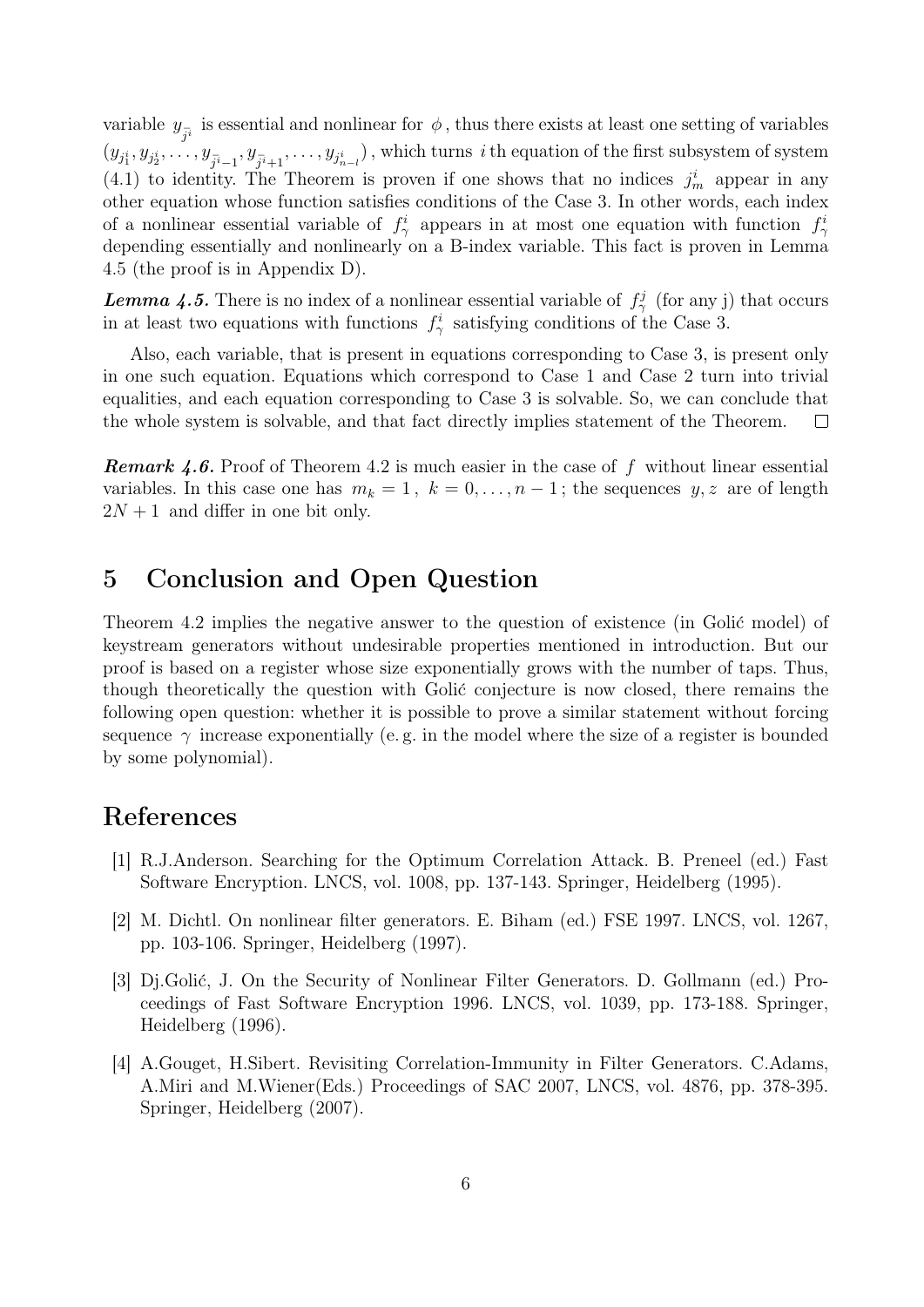variable $y_{\bar{j}^i}$ is essential and nonlinear for $\phi$, thus there exists at least one setting of variables $(y_{j_1^i}, y_{j_2^i}, \ldots, y_{\bar{j}^i-1}, y_{\bar{j}^i+1}, \ldots, y_{j_{n-l}^i})$, which turns $i$ th equation of the first subsystem of system (4.1) to identity. The Theorem is proven if one shows that no indices $j_m^i$ appear in any other equation whose function satisfies conditions of the Case 3. In other words, each index of a nonlinear essential variable of $f_\gamma^i$ appears in at most one equation with function $f_\gamma^i$ depending essentially and nonlinearly on a B-index variable. This fact is proven in Lemma 4.5 (the proof is in Appendix D).

***Lemma 4.5.*** There is no index of a nonlinear essential variable of $f_\gamma^j$ (for any j) that occurs in at least two equations with functions $f_\gamma^i$ satisfying conditions of the Case 3.

Also, each variable, that is present in equations corresponding to Case 3, is present only in one such equation. Equations which correspond to Case 1 and Case 2 turn into trivial equalities, and each equation corresponding to Case 3 is solvable. So, we can conclude that the whole system is solvable, and that fact directly implies statement of the Theorem. □

***Remark 4.6.*** Proof of Theorem 4.2 is much easier in the case of $f$ without linear essential variables. In this case one has $m_k = 1$, $k = 0, \ldots, n-1$; the sequences $y, z$ are of length $2N + 1$ and differ in one bit only.

## 5 Conclusion and Open Question

Theorem 4.2 implies the negative answer to the question of existence (in Golić model) of keystream generators without undesirable properties mentioned in introduction. But our proof is based on a register whose size exponentially grows with the number of taps. Thus, though theoretically the question with Golić conjecture is now closed, there remains the following open question: whether it is possible to prove a similar statement without forcing sequence $\gamma$ increase exponentially (e. g. in the model where the size of a register is bounded by some polynomial).

## References

[1] R.J.Anderson. Searching for the Optimum Correlation Attack. B. Preneel (ed.) Fast Software Encryption. LNCS, vol. 1008, pp. 137-143. Springer, Heidelberg (1995).

[2] M. Dichtl. On nonlinear filter generators. E. Biham (ed.) FSE 1997. LNCS, vol. 1267, pp. 103-106. Springer, Heidelberg (1997).

[3] Dj.Golić, J. On the Security of Nonlinear Filter Generators. D. Gollmann (ed.) Proceedings of Fast Software Encryption 1996. LNCS, vol. 1039, pp. 173-188. Springer, Heidelberg (1996).

[4] A.Gouget, H.Sibert. Revisiting Correlation-Immunity in Filter Generators. C.Adams, A.Miri and M.Wiener(Eds.) Proceedings of SAC 2007, LNCS, vol. 4876, pp. 378-395. Springer, Heidelberg (2007).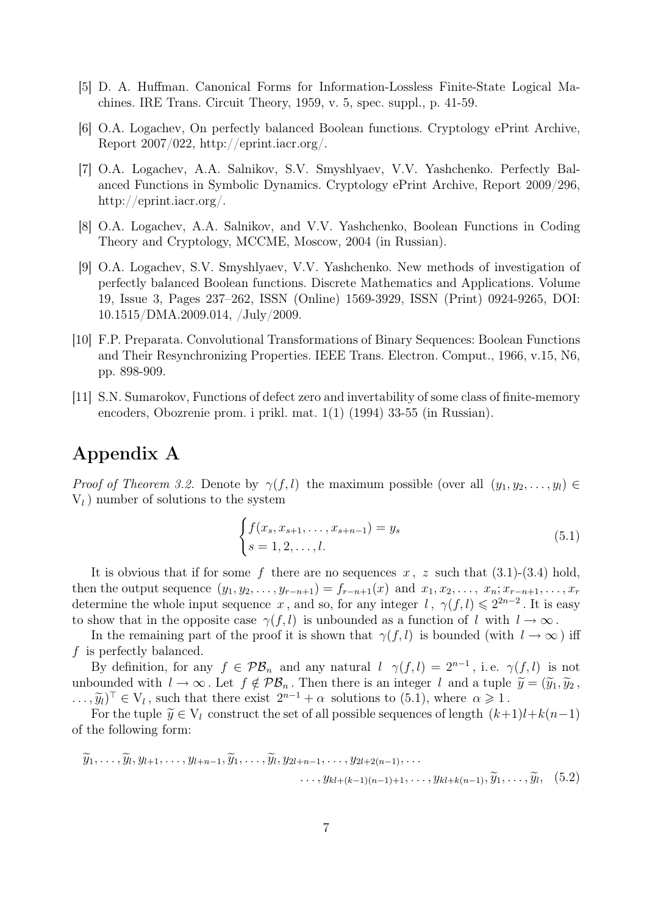[5] D. A. Huffman. Canonical Forms for Information-Lossless Finite-State Logical Machines. IRE Trans. Circuit Theory, 1959, v. 5, spec. suppl., p. 41-59.

[6] O.A. Logachev, On perfectly balanced Boolean functions. Cryptology ePrint Archive, Report 2007/022, http://eprint.iacr.org/.

[7] O.A. Logachev, A.A. Salnikov, S.V. Smyshlyaev, V.V. Yashchenko. Perfectly Balanced Functions in Symbolic Dynamics. Cryptology ePrint Archive, Report 2009/296, http://eprint.iacr.org/.

[8] O.A. Logachev, A.A. Salnikov, and V.V. Yashchenko, Boolean Functions in Coding Theory and Cryptology, MCCME, Moscow, 2004 (in Russian).

[9] O.A. Logachev, S.V. Smyshlyaev, V.V. Yashchenko. New methods of investigation of perfectly balanced Boolean functions. Discrete Mathematics and Applications. Volume 19, Issue 3, Pages 237–262, ISSN (Online) 1569-3929, ISSN (Print) 0924-9265, DOI: 10.1515/DMA.2009.014, /July/2009.

[10] F.P. Preparata. Convolutional Transformations of Binary Sequences: Boolean Functions and Their Resynchronizing Properties. IEEE Trans. Electron. Comput., 1966, v.15, N6, pp. 898-909.

[11] S.N. Sumarokov, Functions of defect zero and invertability of some class of finite-memory encoders, Obozrenie prom. i prikl. mat. 1(1) (1994) 33-55 (in Russian).

# Appendix A

*Proof of Theorem 3.2.* Denote by $\gamma(f,l)$ the maximum possible (over all $(y_1, y_2, \ldots, y_l) \in \mathrm{V}_l$) number of solutions to the system

$$\begin{cases} f(x_s, x_{s+1}, \ldots, x_{s+n-1}) = y_s \\ s = 1, 2, \ldots, l. \end{cases} \tag{5.1}$$

It is obvious that if for some $f$ there are no sequences $x$, $z$ such that (3.1)-(3.4) hold, then the output sequence $(y_1, y_2, \ldots, y_{r-n+1}) = f_{r-n+1}(x)$ and $x_1, x_2, \ldots, x_n; x_{r-n+1}, \ldots, x_r$ determine the whole input sequence $x$, and so, for any integer $l$, $\gamma(f,l) \leqslant 2^{2n-2}$. It is easy to show that in the opposite case $\gamma(f,l)$ is unbounded as a function of $l$ with $l \to \infty$.

In the remaining part of the proof it is shown that $\gamma(f,l)$ is bounded (with $l \to \infty$) iff $f$ is perfectly balanced.

By definition, for any $f \in \mathcal{PB}_n$ and any natural $l$ $\gamma(f,l) = 2^{n-1}$, i. e. $\gamma(f,l)$ is not unbounded with $l \to \infty$. Let $f \notin \mathcal{PB}_n$. Then there is an integer $l$ and a tuple $\widetilde{y} = (\widetilde{y}_1, \widetilde{y}_2, \ldots, \widetilde{y}_l)^\top \in \mathrm{V}_l$, such that there exist $2^{n-1} + \alpha$ solutions to (5.1), where $\alpha \geqslant 1$.

For the tuple $\widetilde{y} \in \mathrm{V}_l$ construct the set of all possible sequences of length $(k+1)l + k(n-1)$ of the following form:

$$\widetilde{y}_1, \ldots, \widetilde{y}_l, y_{l+1}, \ldots, y_{l+n-1}, \widetilde{y}_1, \ldots, \widetilde{y}_l, y_{2l+n-1}, \ldots, y_{2l+2(n-1)}, \ldots$$
$$\ldots, y_{kl+(k-1)(n-1)+1}, \ldots, y_{kl+k(n-1)}, \widetilde{y}_1, \ldots, \widetilde{y}_l, \tag{5.2}$$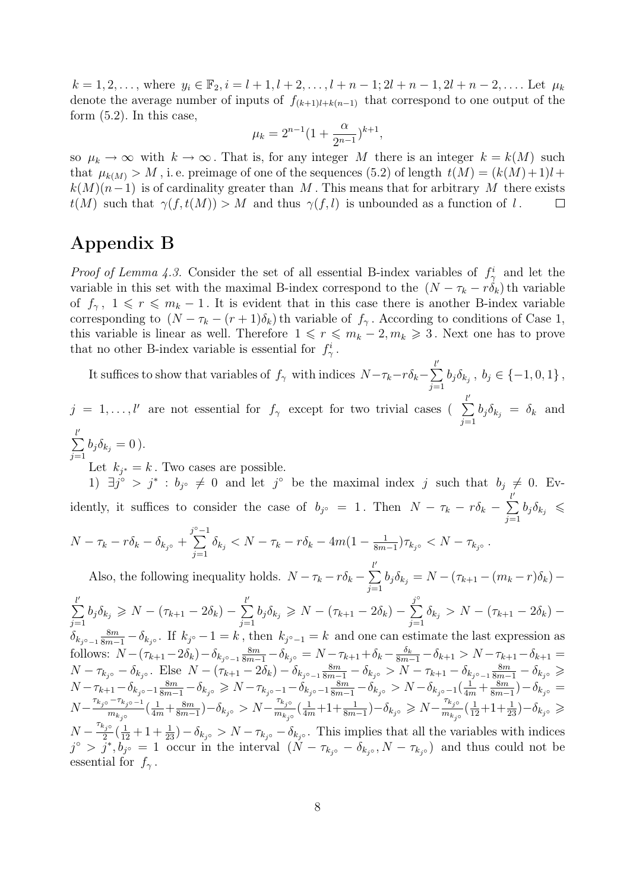$k = 1, 2, \ldots$, where $y_i \in \mathbb{F}_2$, $i = l+1, l+2, \ldots, l+n-1; 2l+n-1, 2l+n-2, \ldots$. Let $\mu_k$ denote the average number of inputs of $f_{(k+1)l+k(n-1)}$ that correspond to one output of the form (5.2). In this case,

$$\mu_k = 2^{n-1}(1 + \frac{\alpha}{2^{n-1}})^{k+1},$$

so $\mu_k \to \infty$ with $k \to \infty$. That is, for any integer $M$ there is an integer $k = k(M)$ such that $\mu_{k(M)} > M$, i.e. preimage of one of the sequences (5.2) of length $t(M) = (k(M)+1)l + k(M)(n-1)$ is of cardinality greater than $M$. This means that for arbitrary $M$ there exists $t(M)$ such that $\gamma(f, t(M)) > M$ and thus $\gamma(f, l)$ is unbounded as a function of $l$. $\square$

## Appendix B

*Proof of Lemma 4.3.* Consider the set of all essential B-index variables of $f_\gamma^i$ and let the variable in this set with the maximal B-index correspond to the $(N - \tau_k - r\delta_k)$th variable of $f_\gamma$, $1 \leqslant r \leqslant m_k - 1$. It is evident that in this case there is another B-index variable corresponding to $(N - \tau_k - (r+1)\delta_k)$th variable of $f_\gamma$. According to conditions of Case 1, this variable is linear as well. Therefore $1 \leqslant r \leqslant m_k - 2, m_k \geqslant 3$. Next one has to prove that no other B-index variable is essential for $f_\gamma^i$.

It suffices to show that variables of $f_\gamma$ with indices $N - \tau_k - r\delta_k - \sum\limits_{j=1}^{l'} b_j \delta_{k_j}$, $b_j \in \{-1, 0, 1\}$, $j = 1, \ldots, l'$ are not essential for $f_\gamma$ except for two trivial cases ( $\sum\limits_{j=1}^{l'} b_j \delta_{k_j} = \delta_k$ and $\sum\limits_{j=1}^{l'} b_j \delta_{k_j} = 0$ ).

Let $k_{j^*} = k$. Two cases are possible.

1) $\exists j^\circ > j^* : b_{j^\circ} \neq 0$ and let $j^\circ$ be the maximal index $j$ such that $b_j \neq 0$. Evidently, it suffices to consider the case of $b_{j^\circ} = 1$. Then $N - \tau_k - r\delta_k - \sum\limits_{j=1}^{l'} b_j \delta_{k_j} \leqslant N - \tau_k - r\delta_k - \delta_{k_{j^\circ}} + \sum\limits_{j=1}^{j^\circ - 1} \delta_{k_j} < N - \tau_k - r\delta_k - 4m(1 - \frac{1}{8m-1})\tau_{k_{j^\circ}} < N - \tau_{k_{j^\circ}}$.

Also, the following inequality holds. $N - \tau_k - r\delta_k - \sum\limits_{j=1}^{l'} b_j \delta_{k_j} = N - (\tau_{k+1} - (m_k - r)\delta_k) - \sum\limits_{j=1}^{l'} b_j \delta_{k_j} \geqslant N - (\tau_{k+1} - 2\delta_k) - \sum\limits_{j=1}^{l'} b_j \delta_{k_j} \geqslant N - (\tau_{k+1} - 2\delta_k) - \sum\limits_{j=1}^{j^\circ} \delta_{k_j} > N - (\tau_{k+1} - 2\delta_k) - \delta_{k_{j^\circ - 1}} \frac{8m}{8m-1} - \delta_{k_{j^\circ}}$. If $k_{j^\circ} - 1 = k$, then $k_{j^\circ - 1} = k$ and one can estimate the last expression as follows: $N - (\tau_{k+1} - 2\delta_k) - \delta_{k_{j^\circ - 1}} \frac{8m}{8m-1} - \delta_{k_{j^\circ}} = N - \tau_{k+1} + \delta_k - \frac{\delta_k}{8m-1} - \delta_{k+1} > N - \tau_{k+1} - \delta_{k+1} = N - \tau_{k_{j^\circ}} - \delta_{k_{j^\circ}}$. Else $N - (\tau_{k+1} - 2\delta_k) - \delta_{k_{j^\circ - 1}} \frac{8m}{8m-1} - \delta_{k_{j^\circ}} > N - \tau_{k+1} - \delta_{k_{j^\circ - 1}} \frac{8m}{8m-1} - \delta_{k_{j^\circ}} \geqslant N - \tau_{k+1} - \delta_{k_{j^\circ} - 1} \frac{8m}{8m-1} - \delta_{k_{j^\circ}} \geqslant N - \tau_{k_{j^\circ} - 1} - \delta_{k_{j^\circ} - 1} \frac{8m}{8m-1} - \delta_{k_{j^\circ}} > N - \delta_{k_{j^\circ} - 1}(\frac{1}{4m} + \frac{8m}{8m-1}) - \delta_{k_{j^\circ}} = N - \frac{\tau_{k_{j^\circ}} - \tau_{k_{j^\circ} - 1}}{m_{k_{j^\circ}}}(\frac{1}{4m} + \frac{8m}{8m-1}) - \delta_{k_{j^\circ}} > N - \frac{\tau_{k_{j^\circ}}}{m_{k_{j^\circ}}}(\frac{1}{4m} + 1 + \frac{1}{8m-1}) - \delta_{k_{j^\circ}} \geqslant N - \frac{\tau_{k_{j^\circ}}}{m_{k_{j^\circ}}}(\frac{1}{12} + 1 + \frac{1}{23}) - \delta_{k_{j^\circ}} \geqslant N - \frac{\tau_{k_{j^\circ}}}{2}(\frac{1}{12} + 1 + \frac{1}{23}) - \delta_{k_{j^\circ}} > N - \tau_{k_{j^\circ}} - \delta_{k_{j^\circ}}$. This implies that all the variables with indices $j^\circ > j^*, b_{j^\circ} = 1$ occur in the interval $(N - \tau_{k_{j^\circ}} - \delta_{k_{j^\circ}}, N - \tau_{k_{j^\circ}})$ and thus could not be essential for $f_\gamma$.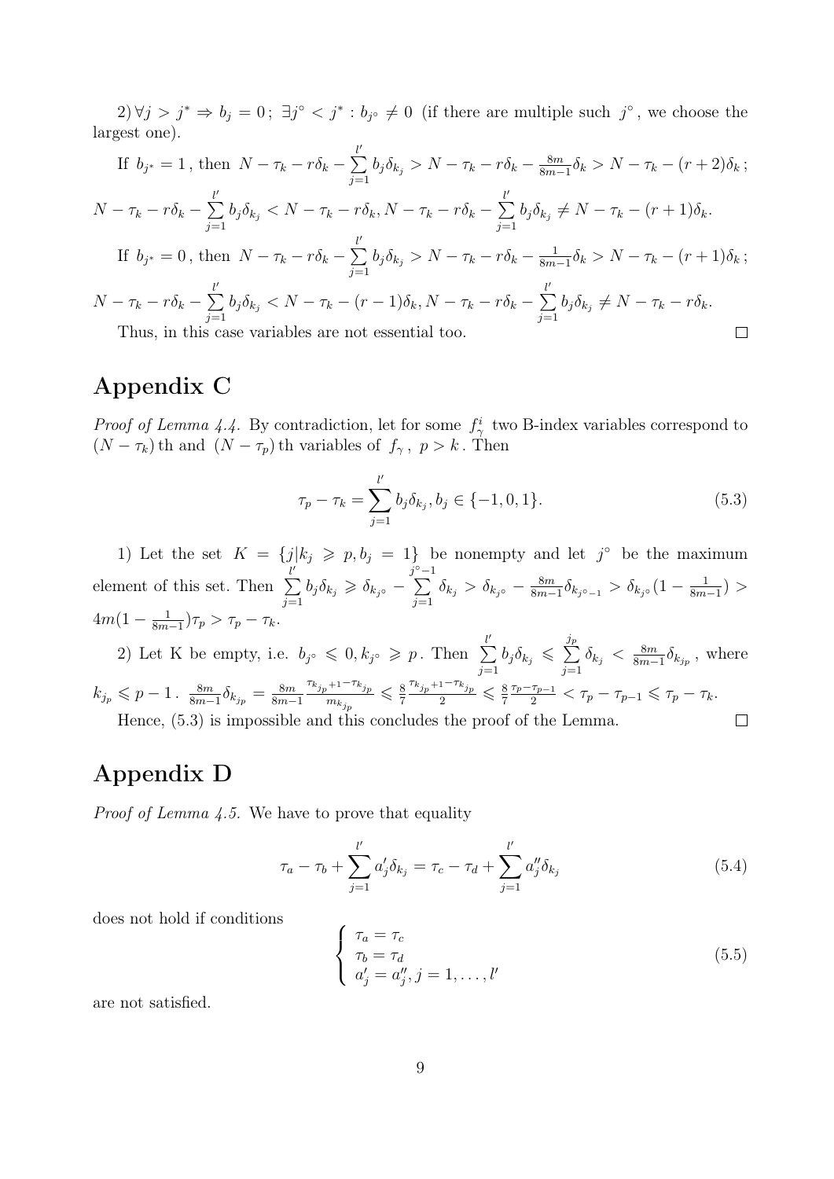2) $\forall j > j^* \Rightarrow b_j = 0$; $\exists j^\circ < j^* : b_{j^\circ} \neq 0$ (if there are multiple such $j^\circ$, we choose the largest one).

If $b_{j^*} = 1$, then $N - \tau_k - r\delta_k - \sum_{j=1}^{l'} b_j \delta_{k_j} > N - \tau_k - r\delta_k - \frac{8m}{8m-1}\delta_k > N - \tau_k - (r+2)\delta_k$;

$N - \tau_k - r\delta_k - \sum_{j=1}^{l'} b_j \delta_{k_j} < N - \tau_k - r\delta_k, N - \tau_k - r\delta_k - \sum_{j=1}^{l'} b_j \delta_{k_j} \neq N - \tau_k - (r+1)\delta_k$.

If $b_{j^*} = 0$, then $N - \tau_k - r\delta_k - \sum_{j=1}^{l'} b_j \delta_{k_j} > N - \tau_k - r\delta_k - \frac{1}{8m-1}\delta_k > N - \tau_k - (r+1)\delta_k$;

$N - \tau_k - r\delta_k - \sum_{j=1}^{l'} b_j \delta_{k_j} < N - \tau_k - (r-1)\delta_k, N - \tau_k - r\delta_k - \sum_{j=1}^{l'} b_j \delta_{k_j} \neq N - \tau_k - r\delta_k$.

Thus, in this case variables are not essential too. $\square$

# Appendix C

*Proof of Lemma 4.4.* By contradiction, let for some $f^i_\gamma$ two B-index variables correspond to $(N - \tau_k)$ th and $(N - \tau_p)$ th variables of $f_\gamma$, $p > k$. Then

$$\tau_p - \tau_k = \sum_{j=1}^{l'} b_j \delta_{k_j}, b_j \in \{-1, 0, 1\}. \tag{5.3}$$

1) Let the set $K = \{j | k_j \geqslant p, b_j = 1\}$ be nonempty and let $j^\circ$ be the maximum element of this set. Then $\sum_{j=1}^{l'} b_j \delta_{k_j} \geqslant \delta_{k_{j^\circ}} - \sum_{j=1}^{j^\circ - 1} \delta_{k_j} > \delta_{k_{j^\circ}} - \frac{8m}{8m-1}\delta_{k_{j^\circ - 1}} > \delta_{k_{j^\circ}}(1 - \frac{1}{8m-1}) > 4m(1 - \frac{1}{8m-1})\tau_p > \tau_p - \tau_k$.

2) Let K be empty, i.e. $b_{j^\circ} \leqslant 0, k_{j^\circ} \geqslant p$. Then $\sum_{j=1}^{l'} b_j \delta_{k_j} \leqslant \sum_{j=1}^{j_p} \delta_{k_j} < \frac{8m}{8m-1}\delta_{k_{j_p}}$, where $k_{j_p} \leqslant p - 1$. $\frac{8m}{8m-1}\delta_{k_{j_p}} = \frac{8m}{8m-1}\frac{\tau_{k_{j_p}+1} - \tau_{k_{j_p}}}{m_{k_{j_p}}} \leqslant \frac{8}{7}\frac{\tau_{k_{j_p}+1} - \tau_{k_{j_p}}}{2} \leqslant \frac{8}{7}\frac{\tau_p - \tau_{p-1}}{2} < \tau_p - \tau_{p-1} \leqslant \tau_p - \tau_k$.

Hence, (5.3) is impossible and this concludes the proof of the Lemma. $\square$

# Appendix D

*Proof of Lemma 4.5.* We have to prove that equality

$$\tau_a - \tau_b + \sum_{j=1}^{l'} a'_j \delta_{k_j} = \tau_c - \tau_d + \sum_{j=1}^{l'} a''_j \delta_{k_j} \tag{5.4}$$

does not hold if conditions

$$\begin{cases} \tau_a = \tau_c \\ \tau_b = \tau_d \\ a'_j = a''_j, j = 1, \ldots, l' \end{cases} \tag{5.5}$$

are not satisfied.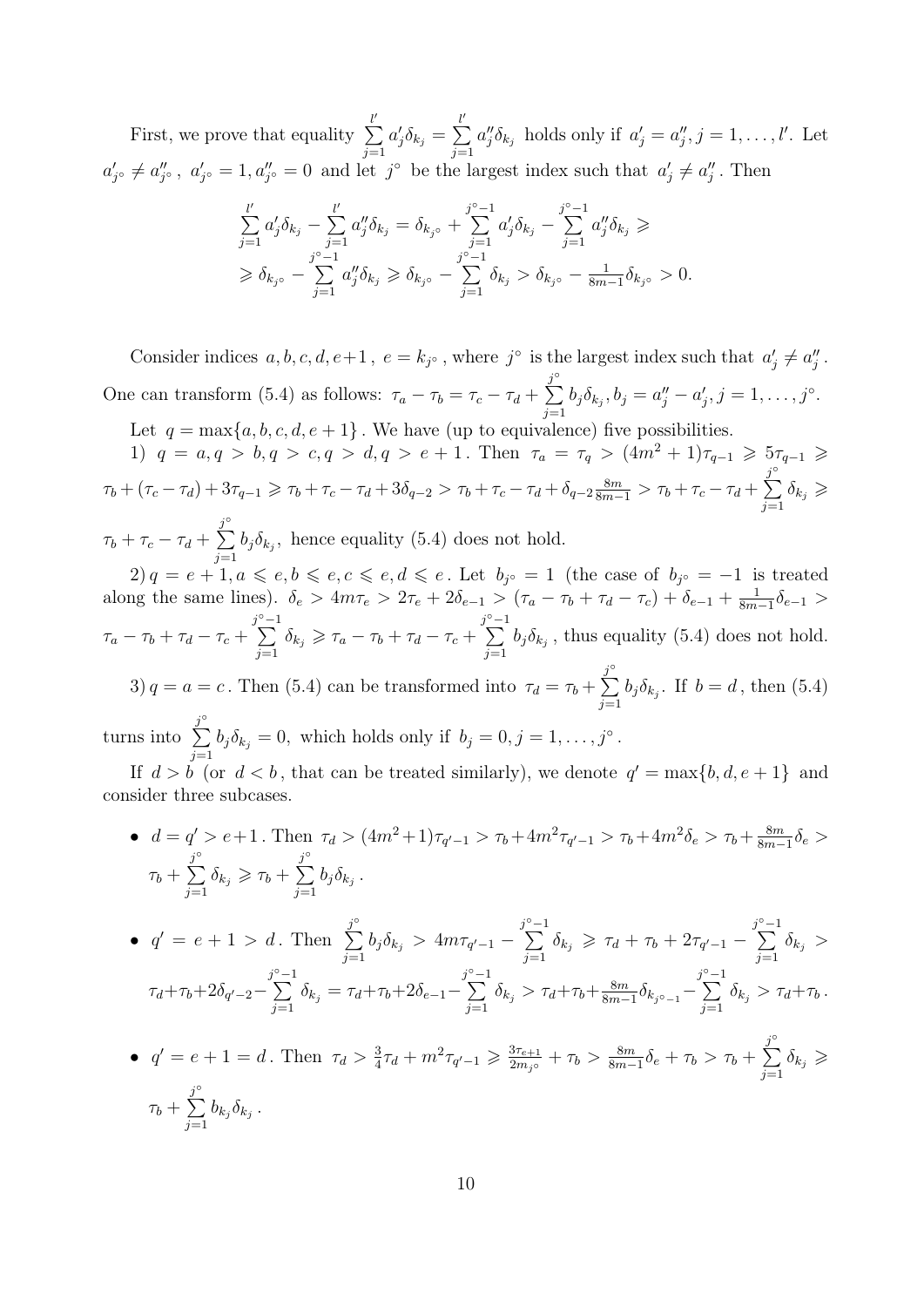First, we prove that equality $\sum\limits_{j=1}^{l'} a'_j\delta_{k_j} = \sum\limits_{j=1}^{l'} a''_j\delta_{k_j}$ holds only if $a'_j = a''_j, j = 1, \dots, l'$. Let $a'_{j^\circ} \neq a''_{j^\circ}$, $a'_{j^\circ} = 1, a''_{j^\circ} = 0$ and let $j^\circ$ be the largest index such that $a'_j \neq a''_j$. Then

$$\sum_{j=1}^{l'} a'_j\delta_{k_j} - \sum_{j=1}^{l'} a''_j\delta_{k_j} = \delta_{k_{j^\circ}} + \sum_{j=1}^{j^\circ-1} a'_j\delta_{k_j} - \sum_{j=1}^{j^\circ-1} a''_j\delta_{k_j} \geqslant$$
$$\geqslant \delta_{k_{j^\circ}} - \sum_{j=1}^{j^\circ-1} a''_j\delta_{k_j} \geqslant \delta_{k_{j^\circ}} - \sum_{j=1}^{j^\circ-1} \delta_{k_j} > \delta_{k_{j^\circ}} - \tfrac{1}{8m-1}\delta_{k_{j^\circ}} > 0.$$

Consider indices $a, b, c, d, e+1$, $e = k_{j^\circ}$, where $j^\circ$ is the largest index such that $a'_j \neq a''_j$. One can transform (5.4) as follows: $\tau_a - \tau_b = \tau_c - \tau_d + \sum\limits_{j=1}^{j^\circ} b_j\delta_{k_j}, b_j = a''_j - a'_j, j = 1, \dots, j^\circ$.

Let $q = \max\{a, b, c, d, e+1\}$. We have (up to equivalence) five possibilities.

1) $q = a, q > b, q > c, q > d, q > e+1$. Then $\tau_a = \tau_q > (4m^2+1)\tau_{q-1} \geqslant 5\tau_{q-1} \geqslant \tau_b + (\tau_c - \tau_d) + 3\tau_{q-1} \geqslant \tau_b + \tau_c - \tau_d + 3\delta_{q-2} > \tau_b + \tau_c - \tau_d + \delta_{q-2}\frac{8m}{8m-1} > \tau_b + \tau_c - \tau_d + \sum\limits_{j=1}^{j^\circ} \delta_{k_j} \geqslant \tau_b + \tau_c - \tau_d + \sum\limits_{j=1}^{j^\circ} b_j\delta_{k_j}$, hence equality (5.4) does not hold.

2) $q = e+1, a \leqslant e, b \leqslant e, c \leqslant e, d \leqslant e$. Let $b_{j^\circ} = 1$ (the case of $b_{j^\circ} = -1$ is treated along the same lines). $\delta_e > 4m\tau_e > 2\tau_e + 2\delta_{e-1} > (\tau_a - \tau_b + \tau_d - \tau_c) + \delta_{e-1} + \frac{1}{8m-1}\delta_{e-1} > \tau_a - \tau_b + \tau_d - \tau_c + \sum\limits_{j=1}^{j^\circ-1} \delta_{k_j} \geqslant \tau_a - \tau_b + \tau_d - \tau_c + \sum\limits_{j=1}^{j^\circ-1} b_j\delta_{k_j}$, thus equality (5.4) does not hold.

3) $q = a = c$. Then (5.4) can be transformed into $\tau_d = \tau_b + \sum\limits_{j=1}^{j^\circ} b_j\delta_{k_j}$. If $b = d$, then (5.4) turns into $\sum\limits_{j=1}^{j^\circ} b_j\delta_{k_j} = 0$, which holds only if $b_j = 0, j = 1, \dots, j^\circ$.

If $d > b$ (or $d < b$, that can be treated similarly), we denote $q' = \max\{b, d, e+1\}$ and consider three subcases.

- $d = q' > e+1$. Then $\tau_d > (4m^2+1)\tau_{q'-1} > \tau_b + 4m^2\tau_{q'-1} > \tau_b + 4m^2\delta_e > \tau_b + \frac{8m}{8m-1}\delta_e > \tau_b + \sum\limits_{j=1}^{j^\circ} \delta_{k_j} \geqslant \tau_b + \sum\limits_{j=1}^{j^\circ} b_j\delta_{k_j}$.

- $q' = e+1 > d$. Then $\sum\limits_{j=1}^{j^\circ} b_j\delta_{k_j} > 4m\tau_{q'-1} - \sum\limits_{j=1}^{j^\circ-1} \delta_{k_j} \geqslant \tau_d + \tau_b + 2\tau_{q'-1} - \sum\limits_{j=1}^{j^\circ-1} \delta_{k_j} > \tau_d + \tau_b + 2\delta_{q'-2} - \sum\limits_{j=1}^{j^\circ-1} \delta_{k_j} = \tau_d + \tau_b + 2\delta_{e-1} - \sum\limits_{j=1}^{j^\circ-1} \delta_{k_j} > \tau_d + \tau_b + \frac{8m}{8m-1}\delta_{k_{j^\circ-1}} - \sum\limits_{j=1}^{j^\circ-1} \delta_{k_j} > \tau_d + \tau_b$.

- $q' = e+1 = d$. Then $\tau_d > \frac{3}{4}\tau_d + m^2\tau_{q'-1} \geqslant \frac{3\tau_{e+1}}{2m_{j^\circ}} + \tau_b > \frac{8m}{8m-1}\delta_e + \tau_b > \tau_b + \sum\limits_{j=1}^{j^\circ} \delta_{k_j} \geqslant \tau_b + \sum\limits_{j=1}^{j^\circ} b_{k_j}\delta_{k_j}$.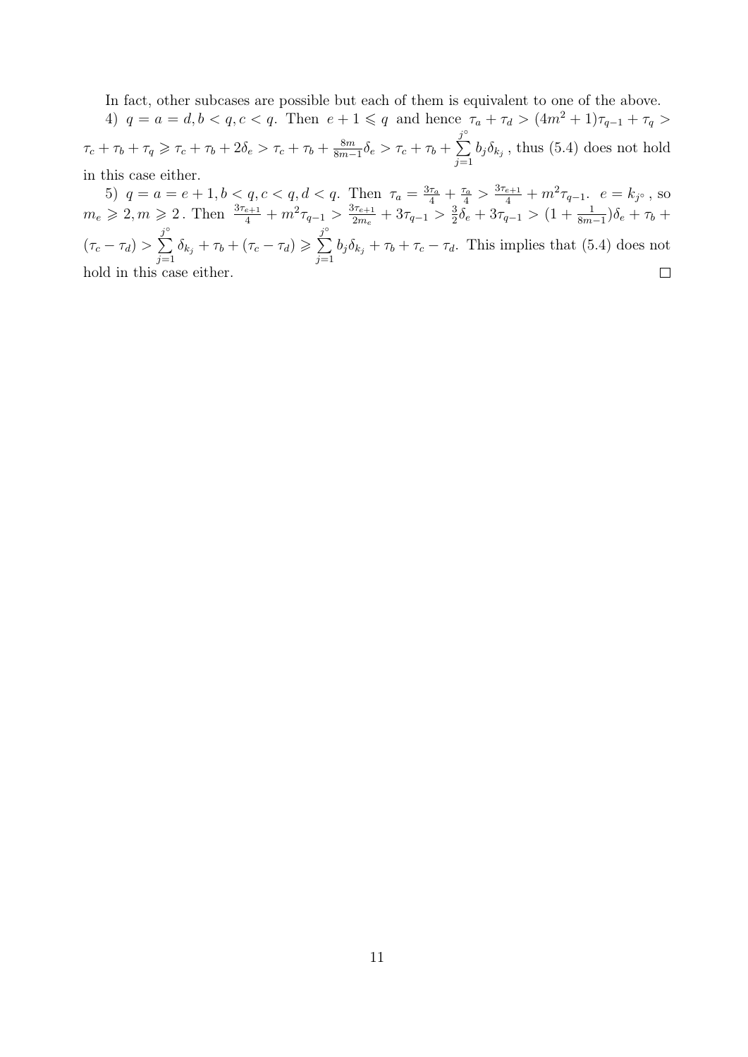In fact, other subcases are possible but each of them is equivalent to one of the above.

4) $q = a = d, b < q, c < q$. Then $e + 1 \leqslant q$ and hence $\tau_a + \tau_d > (4m^2 + 1)\tau_{q-1} + \tau_q > \tau_c + \tau_b + \tau_q \geqslant \tau_c + \tau_b + 2\delta_e > \tau_c + \tau_b + \frac{8m}{8m-1}\delta_e > \tau_c + \tau_b + \sum_{j=1}^{j^\circ} b_j \delta_{k_j}$, thus (5.4) does not hold in this case either.

5) $q = a = e + 1, b < q, c < q, d < q$. Then $\tau_a = \frac{3\tau_a}{4} + \frac{\tau_a}{4} > \frac{3\tau_{e+1}}{4} + m^2\tau_{q-1}$. $e = k_{j^\circ}$, so $m_e \geqslant 2, m \geqslant 2$. Then $\frac{3\tau_{e+1}}{4} + m^2\tau_{q-1} > \frac{3\tau_{e+1}}{2m_e} + 3\tau_{q-1} > \frac{3}{2}\delta_e + 3\tau_{q-1} > (1 + \frac{1}{8m-1})\delta_e + \tau_b + (\tau_c - \tau_d) > \sum_{j=1}^{j^\circ} \delta_{k_j} + \tau_b + (\tau_c - \tau_d) \geqslant \sum_{j=1}^{j^\circ} b_j \delta_{k_j} + \tau_b + \tau_c - \tau_d$. This implies that (5.4) does not hold in this case either. $\square$